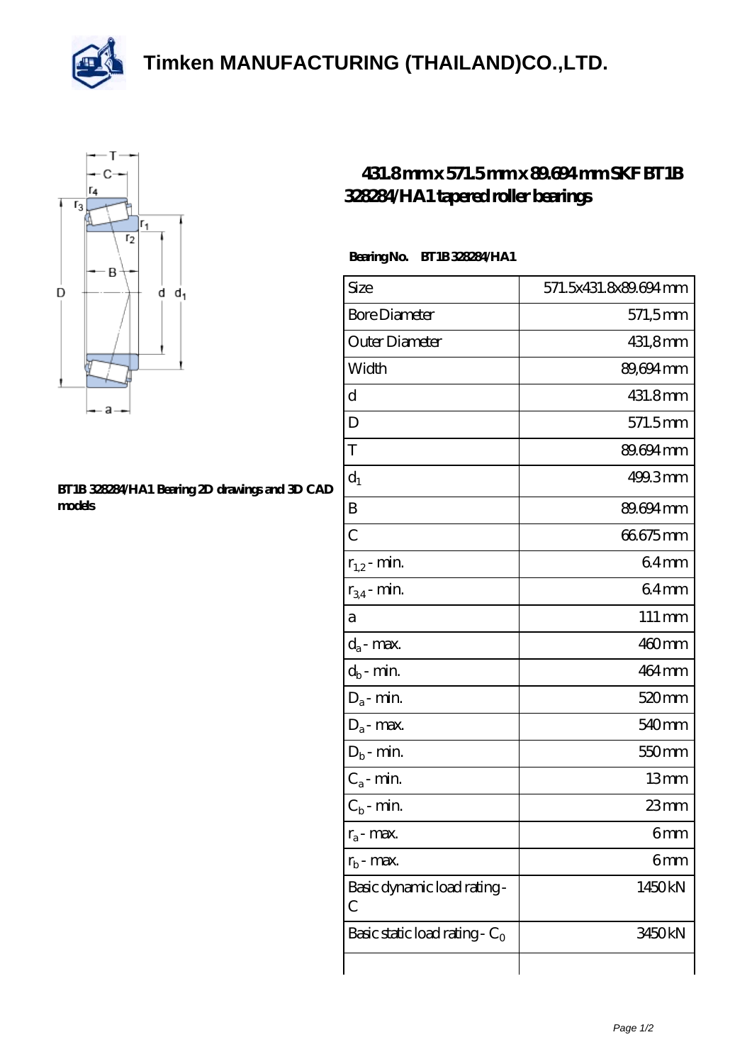# Timken MANUFACTURING (THAILAND)CO.,LTD.

## 431.8 mm x 571.5 mm x 89.694 mm SKF BT1B 328284/HA1 tapered roller bearings

**BT1B 328284/HA1 Bearing 2D drawings and 3D CAD models**

**Bearing No. BT1B 328284/HA1**

| Size | 571.5x431.8x89.694 mm |
|---|---|
| Bore Diameter | 571,5 mm |
| Outer Diameter | 431,8 mm |
| Width | 89,694 mm |
| d | 431.8 mm |
| D | 571.5 mm |
| T | 89.694 mm |
| $d_1$ | 499.3 mm |
| B | 89.694 mm |
| C | 66.675 mm |
| $r_{1,2}$ - min. | 6.4 mm |
| $r_{3,4}$ - min. | 6.4 mm |
| a | 111 mm |
| $d_a$ - max. | 460 mm |
| $d_b$ - min. | 464 mm |
| $D_a$ - min. | 520 mm |
| $D_a$ - max. | 540 mm |
| $D_b$ - min. | 550 mm |
| $C_a$ - min. | 13 mm |
| $C_b$ - min. | 23 mm |
| $r_a$ - max. | 6 mm |
| $r_b$ - max. | 6 mm |
| Basic dynamic load rating - C | 1450 kN |
| Basic static load rating - $C_0$ | 3450 kN |
| | |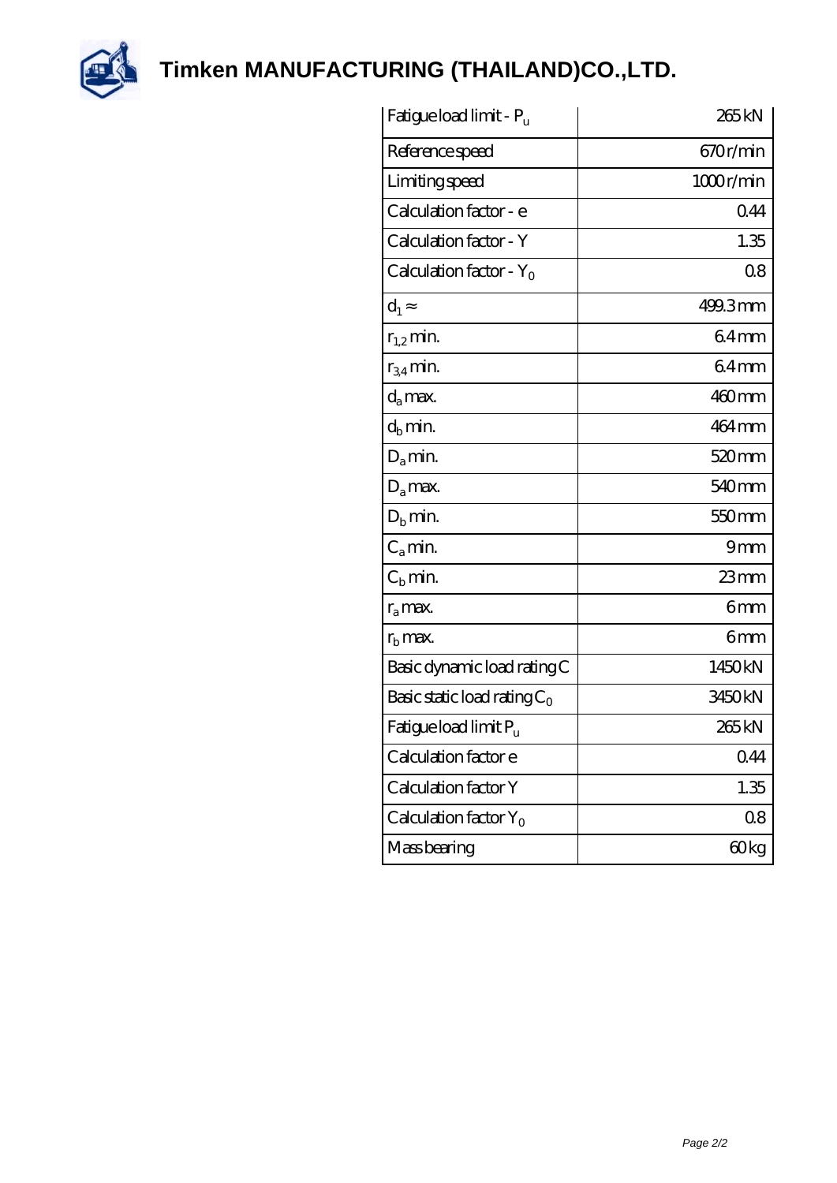# Timken MANUFACTURING (THAILAND)CO.,LTD.

| | |
|---|---|
| Fatigue load limit - $P_u$ | 265 kN |
| Reference speed | 670 r/min |
| Limiting speed | 1000 r/min |
| Calculation factor - e | 0.44 |
| Calculation factor - Y | 1.35 |
| Calculation factor - $Y_0$ | 0.8 |
| $d_1 \approx$ | 499.3 mm |
| $r_{1,2}$ min. | 6.4 mm |
| $r_{3,4}$ min. | 6.4 mm |
| $d_a$ max. | 460 mm |
| $d_b$ min. | 464 mm |
| $D_a$ min. | 520 mm |
| $D_a$ max. | 540 mm |
| $D_b$ min. | 550 mm |
| $C_a$ min. | 9 mm |
| $C_b$ min. | 23 mm |
| $r_a$ max. | 6 mm |
| $r_b$ max. | 6 mm |
| Basic dynamic load rating C | 1450 kN |
| Basic static load rating $C_0$ | 3450 kN |
| Fatigue load limit $P_u$ | 265 kN |
| Calculation factor e | 0.44 |
| Calculation factor Y | 1.35 |
| Calculation factor $Y_0$ | 0.8 |
| Mass bearing | 60 kg |